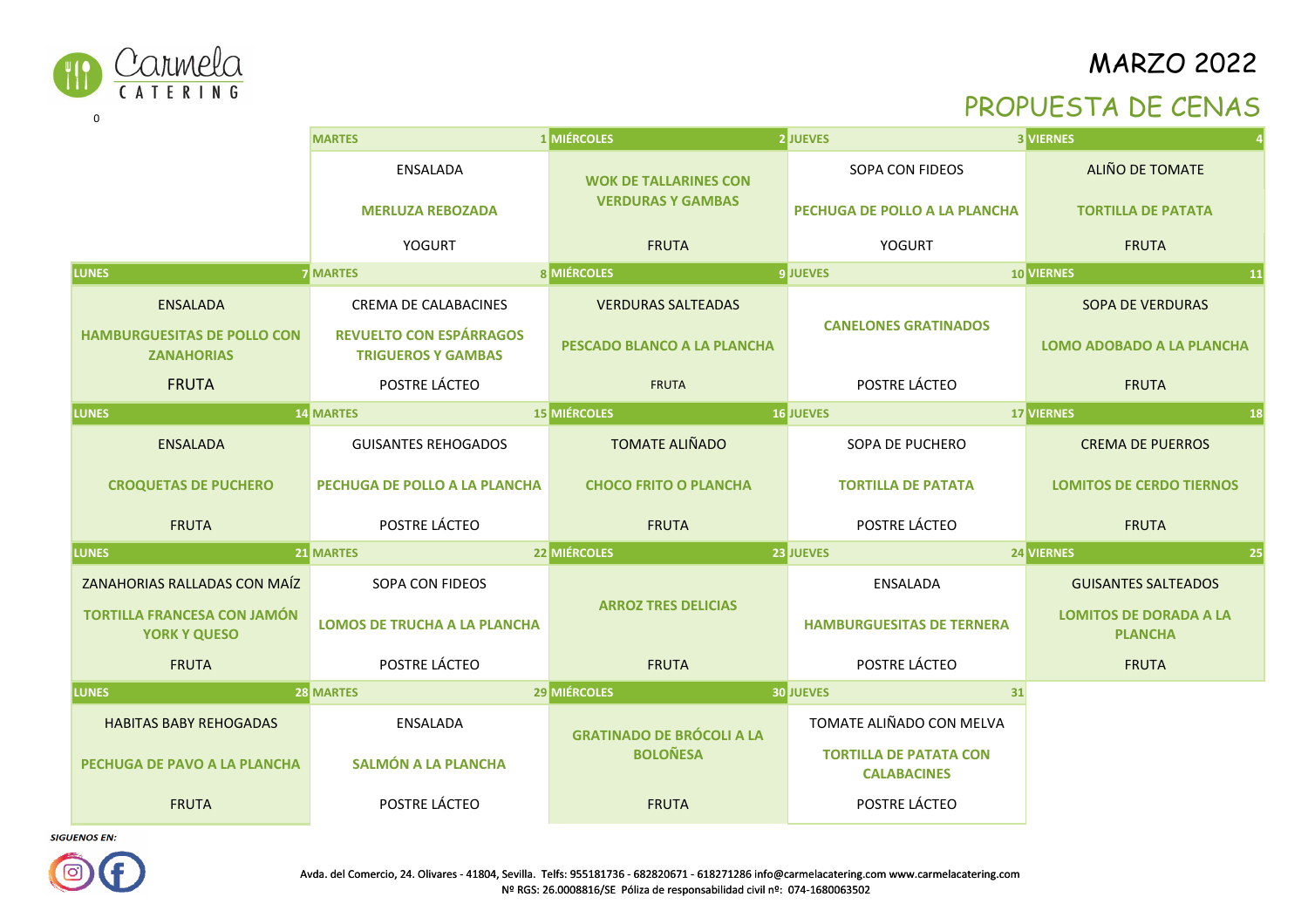Carmela CATERING

# MARZO 2022

## PROPUESTA DE CENAS

0

| LUNES | MARTES | MIÉRCOLES | JUEVES | VIERNES |
|---|---|---|---|---|
| | **1** ENSALADA / **MERLUZA REBOZADA** / YOGURT | **2** **WOK DE TALLARINES CON VERDURAS Y GAMBAS** / FRUTA | **3** SOPA CON FIDEOS / **PECHUGA DE POLLO A LA PLANCHA** / YOGURT | **4** ALIÑO DE TOMATE / **TORTILLA DE PATATA** / FRUTA |
| **7** ENSALADA / **HAMBURGUESITAS DE POLLO CON ZANAHORIAS** / FRUTA | **8** CREMA DE CALABACINES / **REVUELTO CON ESPÁRRAGOS TRIGUEROS Y GAMBAS** / POSTRE LÁCTEO | **9** VERDURAS SALTEADAS / **PESCADO BLANCO A LA PLANCHA** / FRUTA | **10** **CANELONES GRATINADOS** / POSTRE LÁCTEO | **11** SOPA DE VERDURAS / **LOMO ADOBADO A LA PLANCHA** / FRUTA |
| **14** ENSALADA / **CROQUETAS DE PUCHERO** / FRUTA | **15** GUISANTES REHOGADOS / **PECHUGA DE POLLO A LA PLANCHA** / POSTRE LÁCTEO | **16** TOMATE ALIÑADO / **CHOCO FRITO O PLANCHA** / FRUTA | **17** SOPA DE PUCHERO / **TORTILLA DE PATATA** / POSTRE LÁCTEO | **18** CREMA DE PUERROS / **LOMITOS DE CERDO TIERNOS** / FRUTA |
| **21** ZANAHORIAS RALLADAS CON MAÍZ / **TORTILLA FRANCESA CON JAMÓN YORK Y QUESO** / FRUTA | **22** SOPA CON FIDEOS / **LOMOS DE TRUCHA A LA PLANCHA** / POSTRE LÁCTEO | **23** **ARROZ TRES DELICIAS** / FRUTA | **24** ENSALADA / **HAMBURGUESITAS DE TERNERA** / POSTRE LÁCTEO | **25** GUISANTES SALTEADOS / **LOMITOS DE DORADA A LA PLANCHA** / FRUTA |
| **28** HABITAS BABY REHOGADAS / **PECHUGA DE PAVO A LA PLANCHA** / FRUTA | **29** ENSALADA / **SALMÓN A LA PLANCHA** / POSTRE LÁCTEO | **30** **GRATINADO DE BRÓCOLI A LA BOLOÑESA** / FRUTA | **31** TOMATE ALIÑADO CON MELVA / **TORTILLA DE PATATA CON CALABACINES** / POSTRE LÁCTEO | |

*SIGUENOS EN:*

Avda. del Comercio, 24. Olivares - 41804, Sevilla. Telfs: 955181736 - 682820671 - 618271286 info@carmelacatering.com www.carmelacatering.com
Nº RGS: 26.0008816/SE Póliza de responsabilidad civil nº: 074-1680063502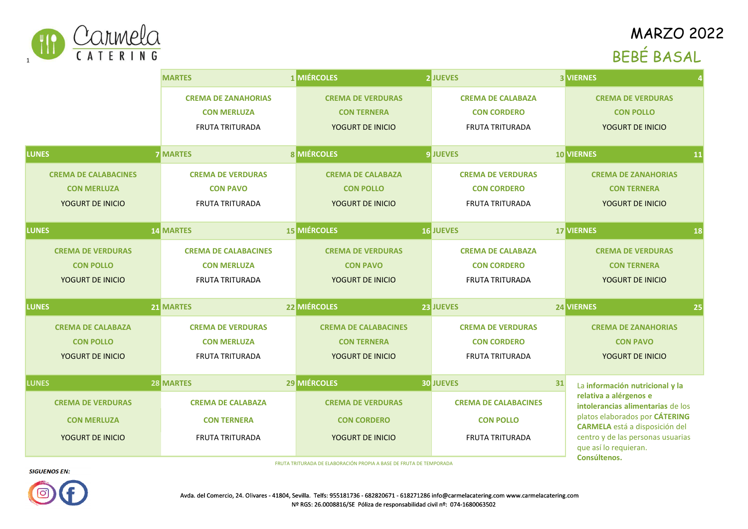Carmela CATERING

# MARZO 2022

## BEBÉ BASAL

| LUNES | MARTES | MIÉRCOLES | JUEVES | VIERNES |
|---|---|---|---|---|
| | **1** CREMA DE ZANAHORIAS CON MERLUZA FRUTA TRITURADA | **2** CREMA DE VERDURAS CON TERNERA YOGURT DE INICIO | **3** CREMA DE CALABAZA CON CORDERO FRUTA TRITURADA | **4** CREMA DE VERDURAS CON POLLO YOGURT DE INICIO |
| **7** CREMA DE CALABACINES CON MERLUZA YOGURT DE INICIO | **8** CREMA DE VERDURAS CON PAVO FRUTA TRITURADA | **9** CREMA DE CALABAZA CON POLLO YOGURT DE INICIO | **10** CREMA DE VERDURAS CON CORDERO FRUTA TRITURADA | **11** CREMA DE ZANAHORIAS CON TERNERA YOGURT DE INICIO |
| **14** CREMA DE VERDURAS CON POLLO YOGURT DE INICIO | **15** CREMA DE CALABACINES CON MERLUZA FRUTA TRITURADA | **16** CREMA DE VERDURAS CON PAVO YOGURT DE INICIO | **17** CREMA DE CALABAZA CON CORDERO FRUTA TRITURADA | **18** CREMA DE VERDURAS CON TERNERA YOGURT DE INICIO |
| **21** CREMA DE CALABAZA CON POLLO YOGURT DE INICIO | **22** CREMA DE VERDURAS CON MERLUZA FRUTA TRITURADA | **23** CREMA DE CALABACINES CON TERNERA YOGURT DE INICIO | **24** CREMA DE VERDURAS CON CORDERO FRUTA TRITURADA | **25** CREMA DE ZANAHORIAS CON PAVO YOGURT DE INICIO |
| **28** CREMA DE VERDURAS CON MERLUZA YOGURT DE INICIO | **29** CREMA DE CALABAZA CON TERNERA FRUTA TRITURADA | **30** CREMA DE VERDURAS CON CORDERO YOGURT DE INICIO | **31** CREMA DE CALABACINES CON POLLO FRUTA TRITURADA | La **información nutricional y la relativa a alérgenos e intolerancias alimentarias** de los platos elaborados por **CÁTERING CARMELA** está a disposición del centro y de las personas usuarias que así lo requieran. **Consúltenos.** |

FRUTA TRITURADA DE ELABORACIÓN PROPIA A BASE DE FRUTA DE TEMPORADA

*SIGUENOS EN:*

Avda. del Comercio, 24. Olivares - 41804, Sevilla. Telfs: 955181736 - 682820671 - 618271286 info@carmelacatering.com www.carmelacatering.com
Nº RGS: 26.0008816/SE Póliza de responsabilidad civil nº: 074-1680063502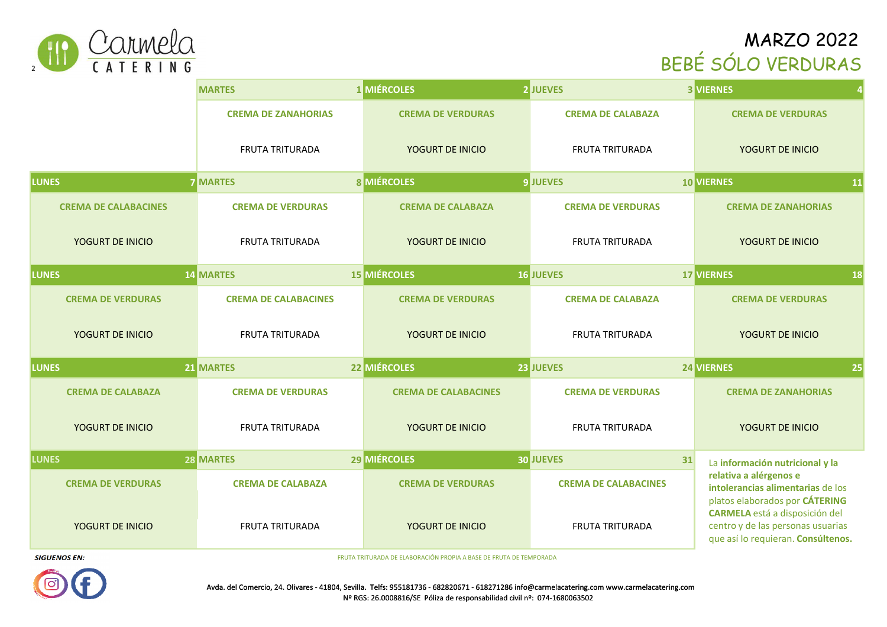Carmela CATERING

# MARZO 2022
## BEBÉ SÓLO VERDURAS

| LUNES | MARTES | MIÉRCOLES | JUEVES | VIERNES |
|---|---|---|---|---|
| | 1 | 2 | 3 | 4 |
| | CREMA DE ZANAHORIAS<br>FRUTA TRITURADA | CREMA DE VERDURAS<br>YOGURT DE INICIO | CREMA DE CALABAZA<br>FRUTA TRITURADA | CREMA DE VERDURAS<br>YOGURT DE INICIO |
| 7 | 8 | 9 | 10 | 11 |
| CREMA DE CALABACINES<br>YOGURT DE INICIO | CREMA DE VERDURAS<br>FRUTA TRITURADA | CREMA DE CALABAZA<br>YOGURT DE INICIO | CREMA DE VERDURAS<br>FRUTA TRITURADA | CREMA DE ZANAHORIAS<br>YOGURT DE INICIO |
| 14 | 15 | 16 | 17 | 18 |
| CREMA DE VERDURAS<br>YOGURT DE INICIO | CREMA DE CALABACINES<br>FRUTA TRITURADA | CREMA DE VERDURAS<br>YOGURT DE INICIO | CREMA DE CALABAZA<br>FRUTA TRITURADA | CREMA DE VERDURAS<br>YOGURT DE INICIO |
| 21 | 22 | 23 | 24 | 25 |
| CREMA DE CALABAZA<br>YOGURT DE INICIO | CREMA DE VERDURAS<br>FRUTA TRITURADA | CREMA DE CALABACINES<br>YOGURT DE INICIO | CREMA DE VERDURAS<br>FRUTA TRITURADA | CREMA DE ZANAHORIAS<br>YOGURT DE INICIO |
| 28 | 29 | 30 | 31 | |
| CREMA DE VERDURAS<br>YOGURT DE INICIO | CREMA DE CALABAZA<br>FRUTA TRITURADA | CREMA DE VERDURAS<br>YOGURT DE INICIO | CREMA DE CALABACINES<br>FRUTA TRITURADA | |

La **información nutricional y la relativa a alérgenos e intolerancias alimentarias** de los platos elaborados por **CÁTERING CARMELA** está a disposición del centro y de las personas usuarias que así lo requieran. **Consúltenos.**

FRUTA TRITURADA DE ELABORACIÓN PROPIA A BASE DE FRUTA DE TEMPORADA

*SIGUENOS EN:*

Avda. del Comercio, 24. Olivares - 41804, Sevilla. Telfs: 955181736 - 682820671 - 618271286 info@carmelacatering.com www.carmelacatering.com
Nº RGS: 26.0008816/SE Póliza de responsabilidad civil nº: 074-1680063502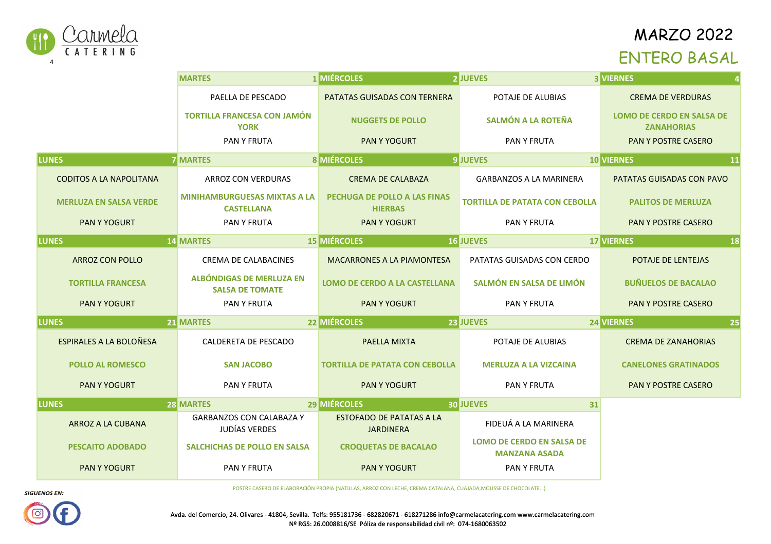Carmela CATERING

# MARZO 2022

## ENTERO BASAL

| LUNES | MARTES | MIÉRCOLES | JUEVES | VIERNES |
|---|---|---|---|---|
| | **1** | **2** | **3** | **4** |
| | PAELLA DE PESCADO | PATATAS GUISADAS CON TERNERA | POTAJE DE ALUBIAS | CREMA DE VERDURAS |
| | **TORTILLA FRANCESA CON JAMÓN YORK** | **NUGGETS DE POLLO** | **SALMÓN A LA ROTEÑA** | **LOMO DE CERDO EN SALSA DE ZANAHORIAS** |
| | PAN Y FRUTA | PAN Y YOGURT | PAN Y FRUTA | PAN Y POSTRE CASERO |
| **7** | **8** | **9** | **10** | **11** |
| CODITOS A LA NAPOLITANA | ARROZ CON VERDURAS | CREMA DE CALABAZA | GARBANZOS A LA MARINERA | PATATAS GUISADAS CON PAVO |
| **MERLUZA EN SALSA VERDE** | **MINIHAMBURGUESAS MIXTAS A LA CASTELLANA** | **PECHUGA DE POLLO A LAS FINAS HIERBAS** | **TORTILLA DE PATATA CON CEBOLLA** | **PALITOS DE MERLUZA** |
| PAN Y YOGURT | PAN Y FRUTA | PAN Y YOGURT | PAN Y FRUTA | PAN Y POSTRE CASERO |
| **14** | **15** | **16** | **17** | **18** |
| ARROZ CON POLLO | CREMA DE CALABACINES | MACARRONES A LA PIAMONTESA | PATATAS GUISADAS CON CERDO | POTAJE DE LENTEJAS |
| **TORTILLA FRANCESA** | **ALBÓNDIGAS DE MERLUZA EN SALSA DE TOMATE** | **LOMO DE CERDO A LA CASTELLANA** | **SALMÓN EN SALSA DE LIMÓN** | **BUÑUELOS DE BACALAO** |
| PAN Y YOGURT | PAN Y FRUTA | PAN Y YOGURT | PAN Y FRUTA | PAN Y POSTRE CASERO |
| **21** | **22** | **23** | **24** | **25** |
| ESPIRALES A LA BOLOÑESA | CALDERETA DE PESCADO | PAELLA MIXTA | POTAJE DE ALUBIAS | CREMA DE ZANAHORIAS |
| **POLLO AL ROMESCO** | **SAN JACOBO** | **TORTILLA DE PATATA CON CEBOLLA** | **MERLUZA A LA VIZCAINA** | **CANELONES GRATINADOS** |
| PAN Y YOGURT | PAN Y FRUTA | PAN Y YOGURT | PAN Y FRUTA | PAN Y POSTRE CASERO |
| **28** | **29** | **30** | **31** | |
| ARROZ A LA CUBANA | GARBANZOS CON CALABAZA Y JUDÍAS VERDES | ESTOFADO DE PATATAS A LA JARDINERA | FIDEUÁ A LA MARINERA | |
| **PESCAITO ADOBADO** | **SALCHICHAS DE POLLO EN SALSA** | **CROQUETAS DE BACALAO** | **LOMO DE CERDO EN SALSA DE MANZANA ASADA** | |
| PAN Y YOGURT | PAN Y FRUTA | PAN Y YOGURT | PAN Y FRUTA | |

POSTRE CASERO DE ELABORACIÓN PROPIA (NATILLAS, ARROZ CON LECHE, CREMA CATALANA, CUAJADA,MOUSSE DE CHOCOLATE...)

*SIGUENOS EN:*

Avda. del Comercio, 24. Olivares - 41804, Sevilla. Telfs: 955181736 - 682820671 - 618271286 info@carmelacatering.com www.carmelacatering.com
Nº RGS: 26.0008816/SE Póliza de responsabilidad civil nº: 074-1680063502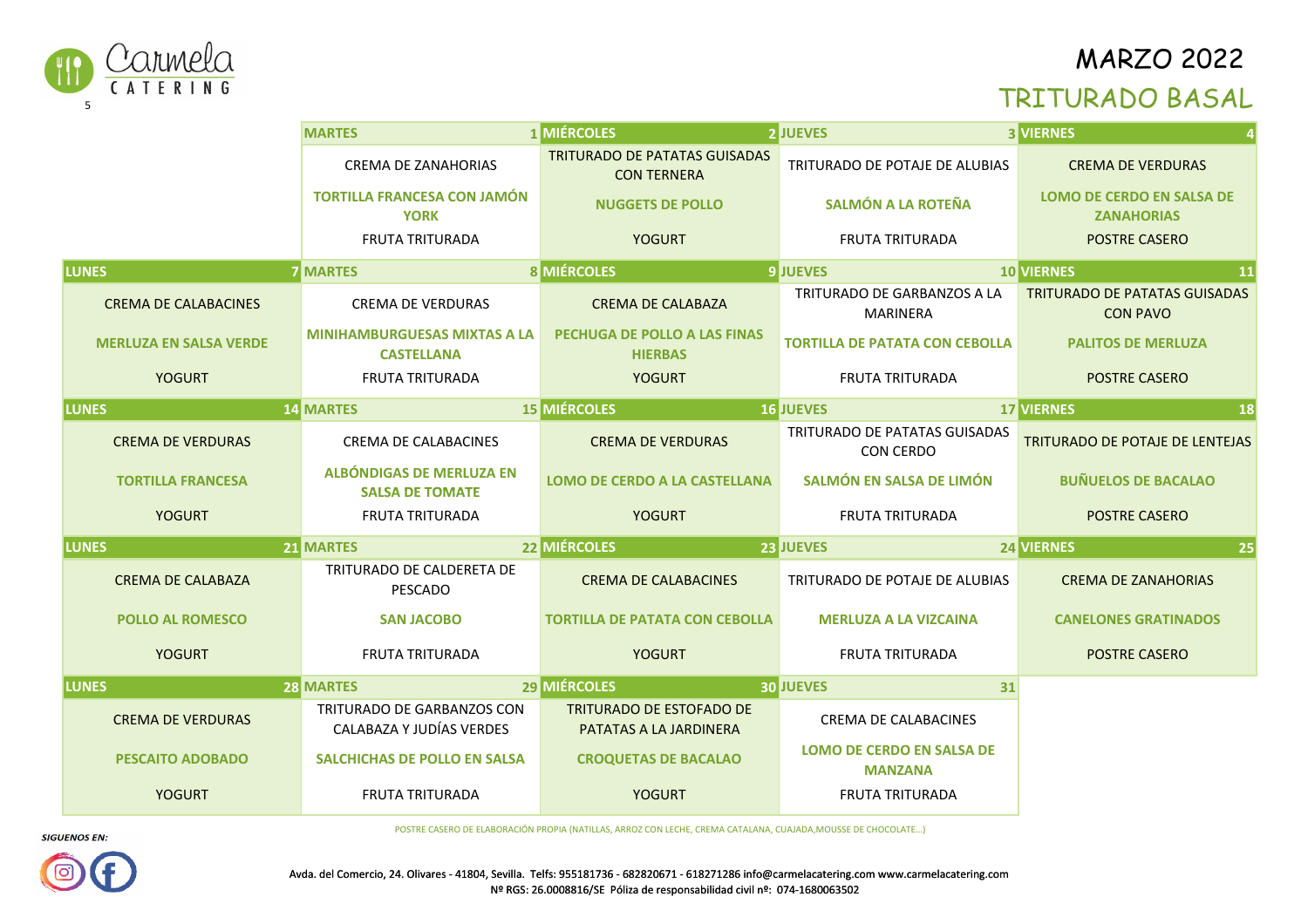Carmela CATERING

# MARZO 2022

## TRITURADO BASAL

| LUNES | MARTES | MIÉRCOLES | JUEVES | VIERNES |
|---|---|---|---|---|
| | **1** | **2** | **3** | **4** |
| | CREMA DE ZANAHORIAS | TRITURADO DE PATATAS GUISADAS CON TERNERA | TRITURADO DE POTAJE DE ALUBIAS | CREMA DE VERDURAS |
| | **TORTILLA FRANCESA CON JAMÓN YORK** | **NUGGETS DE POLLO** | **SALMÓN A LA ROTEÑA** | **LOMO DE CERDO EN SALSA DE ZANAHORIAS** |
| | FRUTA TRITURADA | YOGURT | FRUTA TRITURADA | POSTRE CASERO |
| **7** | **8** | **9** | **10** | **11** |
| CREMA DE CALABACINES | CREMA DE VERDURAS | CREMA DE CALABAZA | TRITURADO DE GARBANZOS A LA MARINERA | TRITURADO DE PATATAS GUISADAS CON PAVO |
| **MERLUZA EN SALSA VERDE** | **MINIHAMBURGUESAS MIXTAS A LA CASTELLANA** | **PECHUGA DE POLLO A LAS FINAS HIERBAS** | **TORTILLA DE PATATA CON CEBOLLA** | **PALITOS DE MERLUZA** |
| YOGURT | FRUTA TRITURADA | YOGURT | FRUTA TRITURADA | POSTRE CASERO |
| **14** | **15** | **16** | **17** | **18** |
| CREMA DE VERDURAS | CREMA DE CALABACINES | CREMA DE VERDURAS | TRITURADO DE PATATAS GUISADAS CON CERDO | TRITURADO DE POTAJE DE LENTEJAS |
| **TORTILLA FRANCESA** | **ALBÓNDIGAS DE MERLUZA EN SALSA DE TOMATE** | **LOMO DE CERDO A LA CASTELLANA** | **SALMÓN EN SALSA DE LIMÓN** | **BUÑUELOS DE BACALAO** |
| YOGURT | FRUTA TRITURADA | YOGURT | FRUTA TRITURADA | POSTRE CASERO |
| **21** | **22** | **23** | **24** | **25** |
| CREMA DE CALABAZA | TRITURADO DE CALDERETA DE PESCADO | CREMA DE CALABACINES | TRITURADO DE POTAJE DE ALUBIAS | CREMA DE ZANAHORIAS |
| **POLLO AL ROMESCO** | **SAN JACOBO** | **TORTILLA DE PATATA CON CEBOLLA** | **MERLUZA A LA VIZCAINA** | **CANELONES GRATINADOS** |
| YOGURT | FRUTA TRITURADA | YOGURT | FRUTA TRITURADA | POSTRE CASERO |
| **28** | **29** | **30** | **31** | |
| CREMA DE VERDURAS | TRITURADO DE GARBANZOS CON CALABAZA Y JUDÍAS VERDES | TRITURADO DE ESTOFADO DE PATATAS A LA JARDINERA | CREMA DE CALABACINES | |
| **PESCAITO ADOBADO** | **SALCHICHAS DE POLLO EN SALSA** | **CROQUETAS DE BACALAO** | **LOMO DE CERDO EN SALSA DE MANZANA** | |
| YOGURT | FRUTA TRITURADA | YOGURT | FRUTA TRITURADA | |

POSTRE CASERO DE ELABORACIÓN PROPIA (NATILLAS, ARROZ CON LECHE, CREMA CATALANA, CUAJADA,MOUSSE DE CHOCOLATE...)

*SIGUENOS EN:*

Avda. del Comercio, 24. Olivares - 41804, Sevilla. Telfs: 955181736 - 682820671 - 618271286 info@carmelacatering.com www.carmelacatering.com
Nº RGS: 26.0008816/SE Póliza de responsabilidad civil nº: 074-1680063502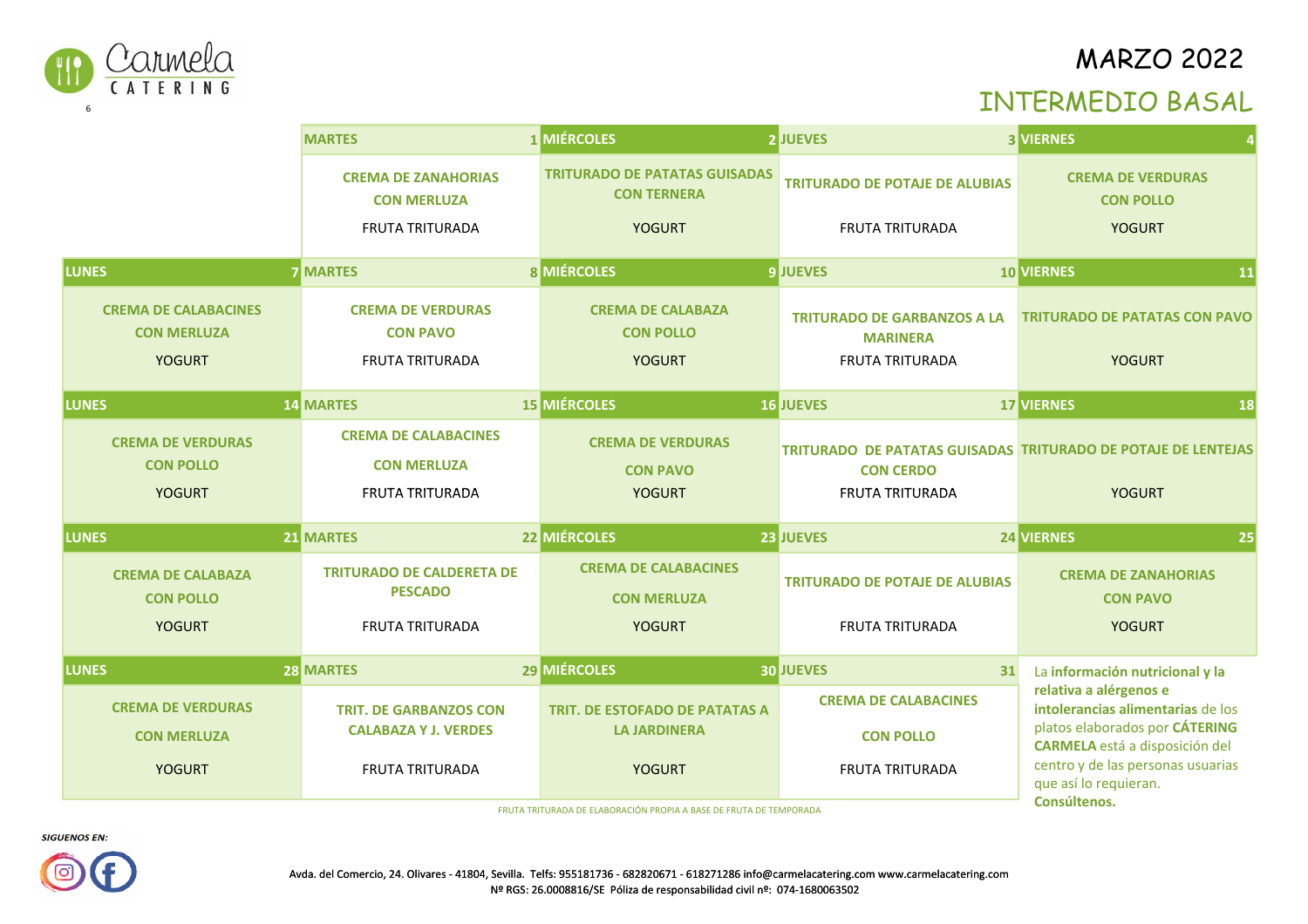# MARZO 2022

## INTERMEDIO BASAL

| LUNES | MARTES 1 | MIÉRCOLES 2 | JUEVES 3 | VIERNES 4 |
|---|---|---|---|---|
| | **CREMA DE ZANAHORIAS CON MERLUZA**<br>FRUTA TRITURADA | **TRITURADO DE PATATAS GUISADAS CON TERNERA**<br>YOGURT | **TRITURADO DE POTAJE DE ALUBIAS**<br>FRUTA TRITURADA | **CREMA DE VERDURAS CON POLLO**<br>YOGURT |
| **LUNES 7** | **MARTES 8** | **MIÉRCOLES 9** | **JUEVES 10** | **VIERNES 11** |
| **CREMA DE CALABACINES CON MERLUZA**<br>YOGURT | **CREMA DE VERDURAS CON PAVO**<br>FRUTA TRITURADA | **CREMA DE CALABAZA CON POLLO**<br>YOGURT | **TRITURADO DE GARBANZOS A LA MARINERA**<br>FRUTA TRITURADA | **TRITURADO DE PATATAS CON PAVO**<br>YOGURT |
| **LUNES 14** | **MARTES 15** | **MIÉRCOLES 16** | **JUEVES 17** | **VIERNES 18** |
| **CREMA DE VERDURAS CON POLLO**<br>YOGURT | **CREMA DE CALABACINES CON MERLUZA**<br>FRUTA TRITURADA | **CREMA DE VERDURAS CON PAVO**<br>YOGURT | **TRITURADO DE PATATAS GUISADAS CON CERDO**<br>FRUTA TRITURADA | **TRITURADO DE POTAJE DE LENTEJAS**<br>YOGURT |
| **LUNES 21** | **MARTES 22** | **MIÉRCOLES 23** | **JUEVES 24** | **VIERNES 25** |
| **CREMA DE CALABAZA CON POLLO**<br>YOGURT | **TRITURADO DE CALDERETA DE PESCADO**<br>FRUTA TRITURADA | **CREMA DE CALABACINES CON MERLUZA**<br>YOGURT | **TRITURADO DE POTAJE DE ALUBIAS**<br>FRUTA TRITURADA | **CREMA DE ZANAHORIAS CON PAVO**<br>YOGURT |
| **LUNES 28** | **MARTES 29** | **MIÉRCOLES 30** | **JUEVES 31** | |
| **CREMA DE VERDURAS CON MERLUZA**<br>YOGURT | **TRIT. DE GARBANZOS CON CALABAZA Y J. VERDES**<br>FRUTA TRITURADA | **TRIT. DE ESTOFADO DE PATATAS A LA JARDINERA**<br>YOGURT | **CREMA DE CALABACINES CON POLLO**<br>FRUTA TRITURADA | La **información nutricional y la relativa a alérgenos e intolerancias alimentarias** de los platos elaborados por **CÁTERING CARMELA** está a disposición del centro y de las personas usuarias que así lo requieran. **Consúltenos.** |

FRUTA TRITURADA DE ELABORACIÓN PROPIA A BASE DE FRUTA DE TEMPORADA

*SIGUENOS EN:*

Avda. del Comercio, 24. Olivares - 41804, Sevilla. Telfs: 955181736 - 682820671 - 618271286 info@carmelacatering.com www.carmelacatering.com
Nº RGS: 26.0008816/SE Póliza de responsabilidad civil nº: 074-1680063502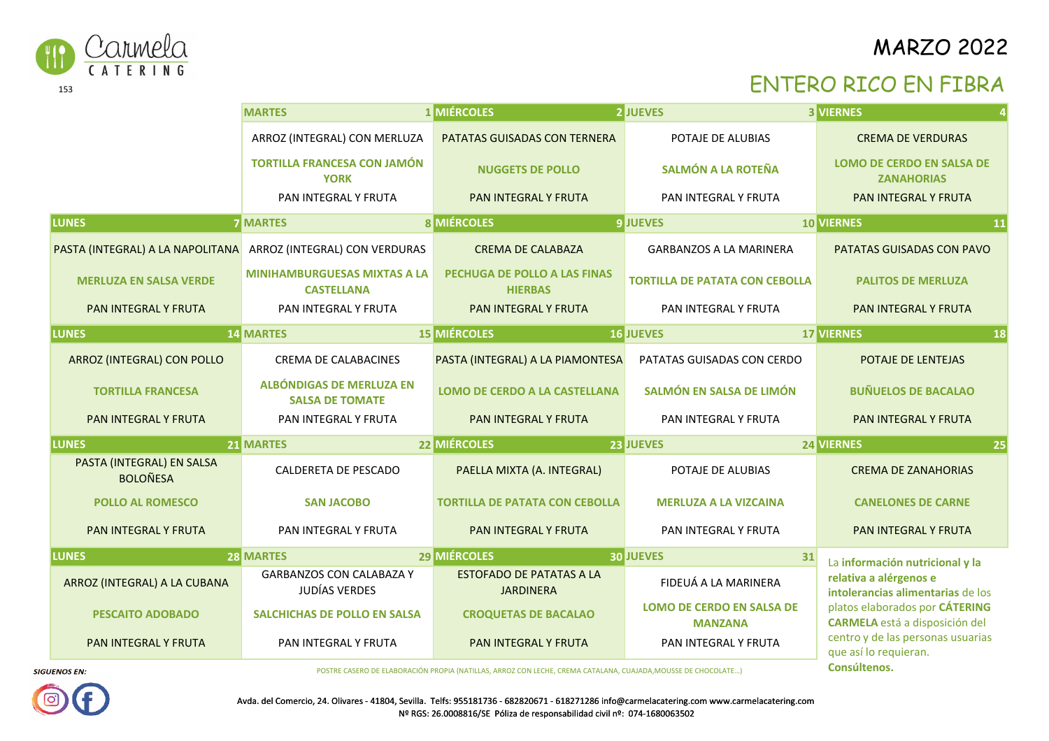Carmela CATERING

153

# MARZO 2022

## ENTERO RICO EN FIBRA

| LUNES | MARTES 1 | MIÉRCOLES 2 | JUEVES 3 | VIERNES 4 |
|---|---|---|---|---|
| | ARROZ (INTEGRAL) CON MERLUZA<br>**TORTILLA FRANCESA CON JAMÓN YORK**<br>PAN INTEGRAL Y FRUTA | PATATAS GUISADAS CON TERNERA<br>**NUGGETS DE POLLO**<br>PAN INTEGRAL Y FRUTA | POTAJE DE ALUBIAS<br>**SALMÓN A LA ROTEÑA**<br>PAN INTEGRAL Y FRUTA | CREMA DE VERDURAS<br>**LOMO DE CERDO EN SALSA DE ZANAHORIAS**<br>PAN INTEGRAL Y FRUTA |
| **LUNES 7** | **MARTES 8** | **MIÉRCOLES 9** | **JUEVES 10** | **VIERNES 11** |
| PASTA (INTEGRAL) A LA NAPOLITANA<br>**MERLUZA EN SALSA VERDE**<br>PAN INTEGRAL Y FRUTA | ARROZ (INTEGRAL) CON VERDURAS<br>**MINIHAMBURGUESAS MIXTAS A LA CASTELLANA**<br>PAN INTEGRAL Y FRUTA | CREMA DE CALABAZA<br>**PECHUGA DE POLLO A LAS FINAS HIERBAS**<br>PAN INTEGRAL Y FRUTA | GARBANZOS A LA MARINERA<br>**TORTILLA DE PATATA CON CEBOLLA**<br>PAN INTEGRAL Y FRUTA | PATATAS GUISADAS CON PAVO<br>**PALITOS DE MERLUZA**<br>PAN INTEGRAL Y FRUTA |
| **LUNES 14** | **MARTES 15** | **MIÉRCOLES 16** | **JUEVES 17** | **VIERNES 18** |
| ARROZ (INTEGRAL) CON POLLO<br>**TORTILLA FRANCESA**<br>PAN INTEGRAL Y FRUTA | CREMA DE CALABACINES<br>**ALBÓNDIGAS DE MERLUZA EN SALSA DE TOMATE**<br>PAN INTEGRAL Y FRUTA | PASTA (INTEGRAL) A LA PIAMONTESA<br>**LOMO DE CERDO A LA CASTELLANA**<br>PAN INTEGRAL Y FRUTA | PATATAS GUISADAS CON CERDO<br>**SALMÓN EN SALSA DE LIMÓN**<br>PAN INTEGRAL Y FRUTA | POTAJE DE LENTEJAS<br>**BUÑUELOS DE BACALAO**<br>PAN INTEGRAL Y FRUTA |
| **LUNES 21** | **MARTES 22** | **MIÉRCOLES 23** | **JUEVES 24** | **VIERNES 25** |
| PASTA (INTEGRAL) EN SALSA BOLOÑESA<br>**POLLO AL ROMESCO**<br>PAN INTEGRAL Y FRUTA | CALDERETA DE PESCADO<br>**SAN JACOBO**<br>PAN INTEGRAL Y FRUTA | PAELLA MIXTA (A. INTEGRAL)<br>**TORTILLA DE PATATA CON CEBOLLA**<br>PAN INTEGRAL Y FRUTA | POTAJE DE ALUBIAS<br>**MERLUZA A LA VIZCAINA**<br>PAN INTEGRAL Y FRUTA | CREMA DE ZANAHORIAS<br>**CANELONES DE CARNE**<br>PAN INTEGRAL Y FRUTA |
| **LUNES 28** | **MARTES 29** | **MIÉRCOLES 30** | **JUEVES 31** | |
| ARROZ (INTEGRAL) A LA CUBANA<br>**PESCAITO ADOBADO**<br>PAN INTEGRAL Y FRUTA | GARBANZOS CON CALABAZA Y JUDÍAS VERDES<br>**SALCHICHAS DE POLLO EN SALSA**<br>PAN INTEGRAL Y FRUTA | ESTOFADO DE PATATAS A LA JARDINERA<br>**CROQUETAS DE BACALAO**<br>PAN INTEGRAL Y FRUTA | FIDEUÁ A LA MARINERA<br>**LOMO DE CERDO EN SALSA DE MANZANA**<br>PAN INTEGRAL Y FRUTA | La **información nutricional y la relativa a alérgenos e intolerancias alimentarias** de los platos elaborados por **CÁTERING CARMELA** está a disposición del centro y de las personas usuarias que así lo requieran. **Consúltenos.** |

POSTRE CASERO DE ELABORACIÓN PROPIA (NATILLAS, ARROZ CON LECHE, CREMA CATALANA, CUAJADA,MOUSSE DE CHOCOLATE...)

*SIGUENOS EN:*

Avda. del Comercio, 24. Olivares - 41804, Sevilla. Telfs: 955181736 - 682820671 - 618271286 info@carmelacatering.com www.carmelacatering.com
Nº RGS: 26.0008816/SE Póliza de responsabilidad civil nº: 074-1680063502